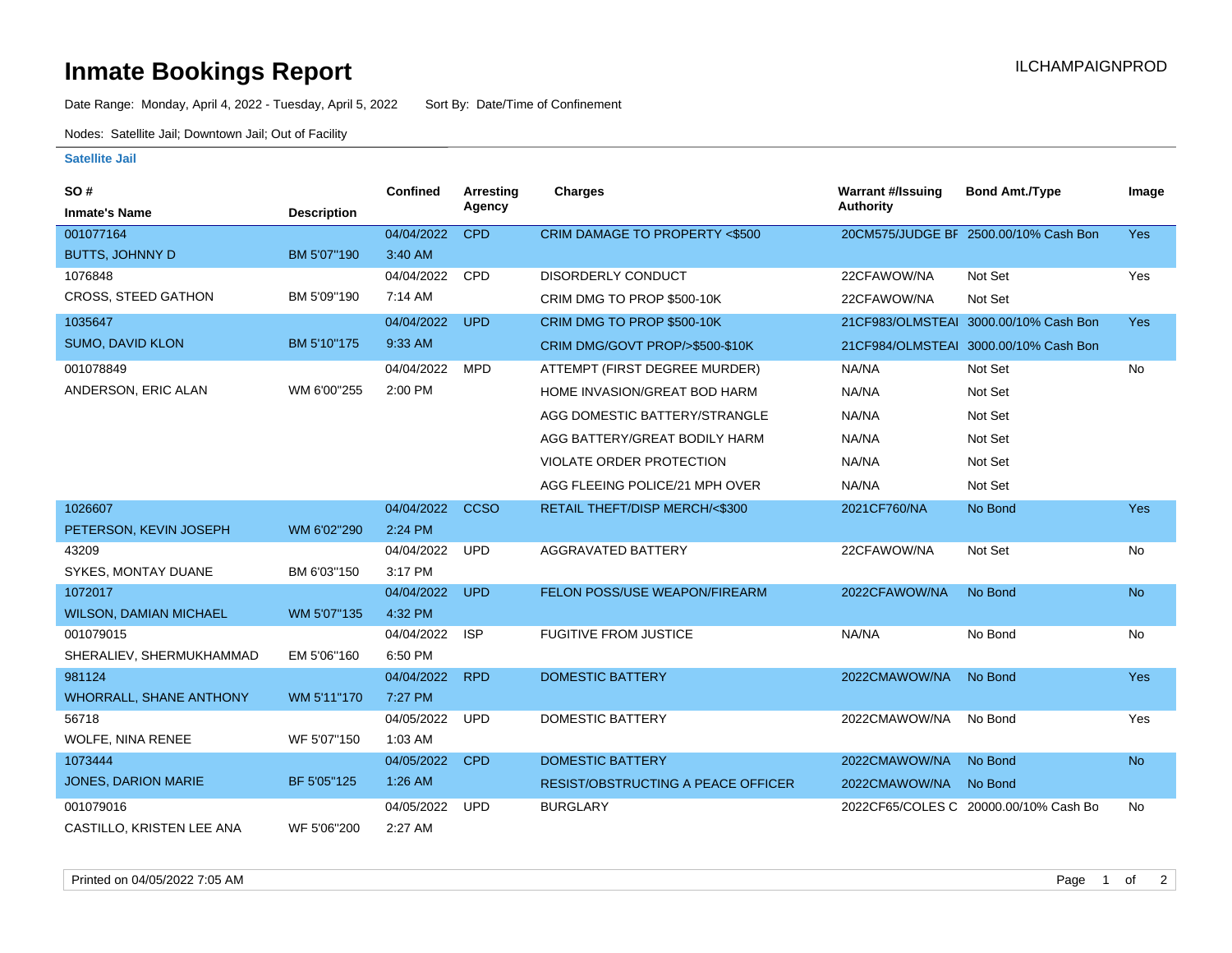# Inmate Bookings Report

ILCHAMPAIGNPROD

Date Range: Monday, April 4, 2022 - Tuesday, April 5, 2022 Sort By: Date/Time of Confinement

Nodes: Satellite Jail; Downtown Jail; Out of Facility

### Satellite Jail

| SO # / Inmate's Name | Description | Confined | Arresting Agency | Charges | Warrant #/Issuing Authority | Bond Amt./Type | Image |
|---|---|---|---|---|---|---|---|
| 001077164 BUTTS, JOHNNY D | BM 5'07"190 | 04/04/2022 3:40 AM | CPD | CRIM DAMAGE TO PROPERTY <$500 | 20CM575/JUDGE BF | 2500.00/10% Cash Bon | Yes |
| 1076848 CROSS, STEED GATHON | BM 5'09"190 | 04/04/2022 7:14 AM | CPD | DISORDERLY CONDUCT | 22CFAWOW/NA | Not Set | Yes |
| | | | | CRIM DMG TO PROP $500-10K | 22CFAWOW/NA | Not Set | |
| 1035647 SUMO, DAVID KLON | BM 5'10"175 | 04/04/2022 9:33 AM | UPD | CRIM DMG TO PROP $500-10K | 21CF983/OLMSTEAI | 3000.00/10% Cash Bon | Yes |
| | | | | CRIM DMG/GOVT PROP/>$500-$10K | 21CF984/OLMSTEAI | 3000.00/10% Cash Bon | |
| 001078849 ANDERSON, ERIC ALAN | WM 6'00"255 | 04/04/2022 2:00 PM | MPD | ATTEMPT (FIRST DEGREE MURDER) | NA/NA | Not Set | No |
| | | | | HOME INVASION/GREAT BOD HARM | NA/NA | Not Set | |
| | | | | AGG DOMESTIC BATTERY/STRANGLE | NA/NA | Not Set | |
| | | | | AGG BATTERY/GREAT BODILY HARM | NA/NA | Not Set | |
| | | | | VIOLATE ORDER PROTECTION | NA/NA | Not Set | |
| | | | | AGG FLEEING POLICE/21 MPH OVER | NA/NA | Not Set | |
| 1026607 PETERSON, KEVIN JOSEPH | WM 6'02"290 | 04/04/2022 2:24 PM | CCSO | RETAIL THEFT/DISP MERCH/<$300 | 2021CF760/NA | No Bond | Yes |
| 43209 SYKES, MONTAY DUANE | BM 6'03"150 | 04/04/2022 3:17 PM | UPD | AGGRAVATED BATTERY | 22CFAWOW/NA | Not Set | No |
| 1072017 WILSON, DAMIAN MICHAEL | WM 5'07"135 | 04/04/2022 4:32 PM | UPD | FELON POSS/USE WEAPON/FIREARM | 2022CFAWOW/NA | No Bond | No |
| 001079015 SHERALIEV, SHERMUKHAMMAD | EM 5'06"160 | 04/04/2022 6:50 PM | ISP | FUGITIVE FROM JUSTICE | NA/NA | No Bond | No |
| 981124 WHORRALL, SHANE ANTHONY | WM 5'11"170 | 04/04/2022 7:27 PM | RPD | DOMESTIC BATTERY | 2022CMAWOW/NA | No Bond | Yes |
| 56718 WOLFE, NINA RENEE | WF 5'07"150 | 04/05/2022 1:03 AM | UPD | DOMESTIC BATTERY | 2022CMAWOW/NA | No Bond | Yes |
| 1073444 JONES, DARION MARIE | BF 5'05"125 | 04/05/2022 1:26 AM | CPD | DOMESTIC BATTERY | 2022CMAWOW/NA | No Bond | No |
| | | | | RESIST/OBSTRUCTING A PEACE OFFICER | 2022CMAWOW/NA | No Bond | |
| 001079016 CASTILLO, KRISTEN LEE ANA | WF 5'06"200 | 04/05/2022 2:27 AM | UPD | BURGLARY | 2022CF65/COLES C | 20000.00/10% Cash Bo | No |

Printed on 04/05/2022 7:05 AM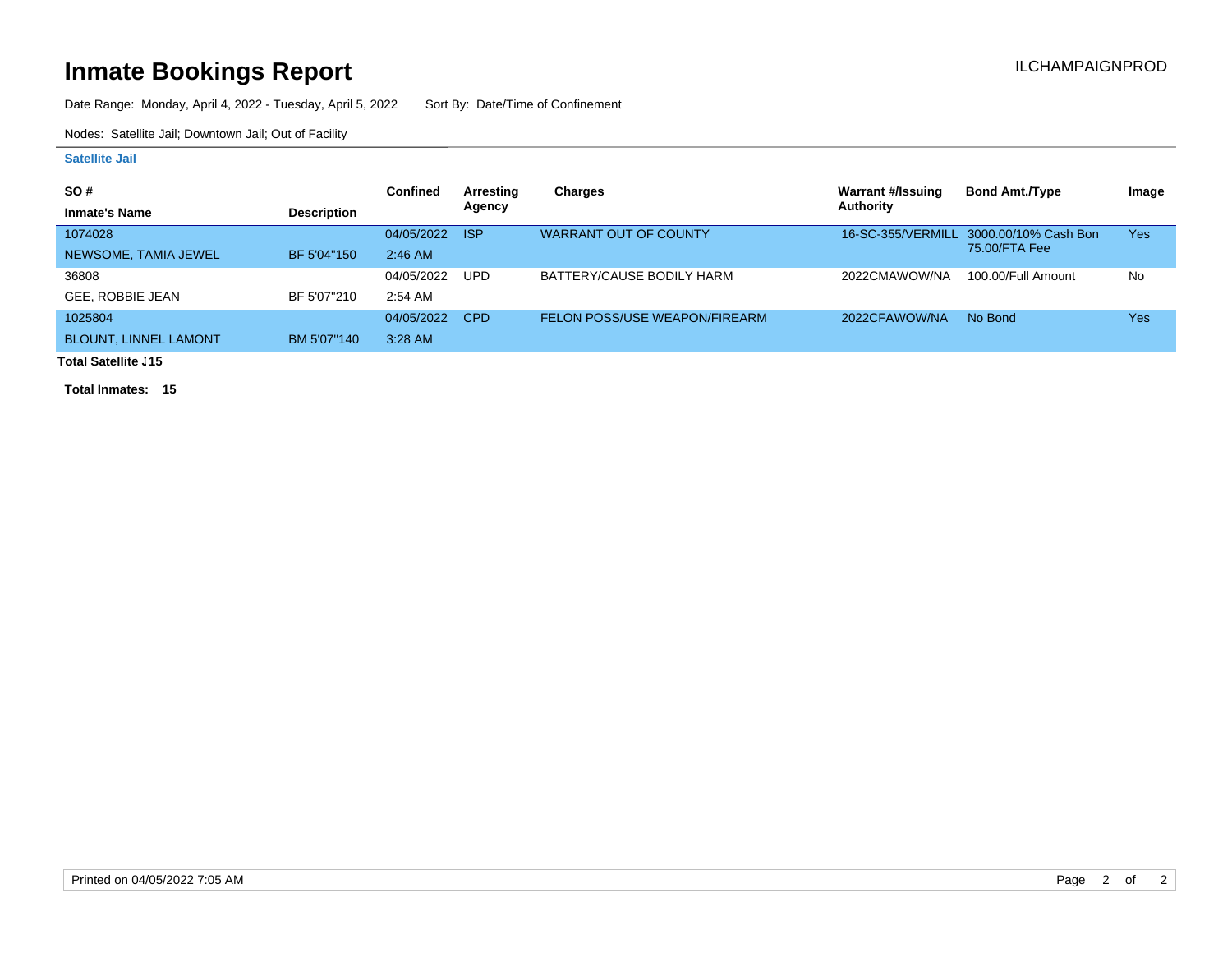# Inmate Bookings Report

ILCHAMPAIGNPROD

Date Range: Monday, April 4, 2022 - Tuesday, April 5, 2022    Sort By: Date/Time of Confinement

Nodes: Satellite Jail; Downtown Jail; Out of Facility

### Satellite Jail

| SO # / Inmate's Name | Description | Confined | Arresting Agency | Charges | Warrant #/Issuing Authority | Bond Amt./Type | Image |
|---|---|---|---|---|---|---|---|
| 1074028 NEWSOME, TAMIA JEWEL | BF 5'04"150 | 04/05/2022 2:46 AM | ISP | WARRANT OUT OF COUNTY | 16-SC-355/VERMILL | 3000.00/10% Cash Bon 75.00/FTA Fee | Yes |
| 36808 GEE, ROBBIE JEAN | BF 5'07"210 | 04/05/2022 2:54 AM | UPD | BATTERY/CAUSE BODILY HARM | 2022CMAWOW/NA | 100.00/Full Amount | No |
| 1025804 BLOUNT, LINNEL LAMONT | BM 5'07"140 | 04/05/2022 3:28 AM | CPD | FELON POSS/USE WEAPON/FIREARM | 2022CFAWOW/NA | No Bond | Yes |

**Total Satellite J15**

**Total Inmates: 15**

Printed on 04/05/2022 7:05 AM